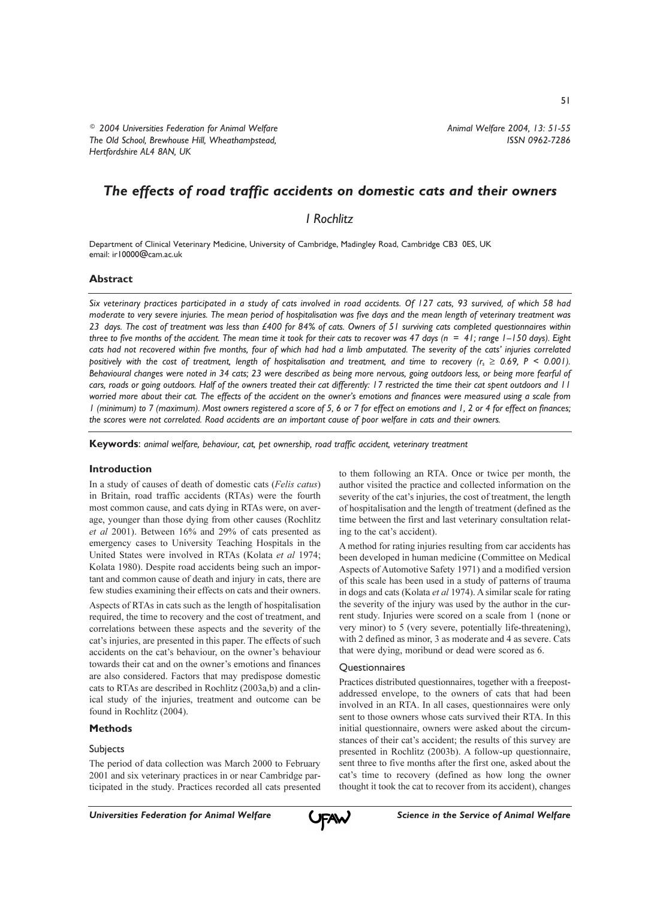© 2004 Universities Federation for Animal Welfare
The Old School, Brewhouse Hill, Wheathampstead,
Hertfordshire AL4 8AN, UK

# *The effects of road traffic accidents on domestic cats and their owners*

*I Rochlitz*

Department of Clinical Veterinary Medicine, University of Cambridge, Madingley Road, Cambridge CB3 0ES, UK
email: ir10000@cam.ac.uk

## Abstract

*Six veterinary practices participated in a study of cats involved in road accidents. Of 127 cats, 93 survived, of which 58 had moderate to very severe injuries. The mean period of hospitalisation was five days and the mean length of veterinary treatment was 23 days. The cost of treatment was less than £400 for 84% of cats. Owners of 51 surviving cats completed questionnaires within three to five months of the accident. The mean time it took for their cats to recover was 47 days (n = 41; range 1–150 days). Eight cats had not recovered within five months, four of which had had a limb amputated. The severity of the cats' injuries correlated positively with the cost of treatment, length of hospitalisation and treatment, and time to recovery ($r_s \geq 0.69$, $P < 0.001$). Behavioural changes were noted in 34 cats; 23 were described as being more nervous, going outdoors less, or being more fearful of cars, roads or going outdoors. Half of the owners treated their cat differently: 17 restricted the time their cat spent outdoors and 11 worried more about their cat. The effects of the accident on the owner's emotions and finances were measured using a scale from 1 (minimum) to 7 (maximum). Most owners registered a score of 5, 6 or 7 for effect on emotions and 1, 2 or 4 for effect on finances; the scores were not correlated. Road accidents are an important cause of poor welfare in cats and their owners.*

**Keywords**: *animal welfare, behaviour, cat, pet ownership, road traffic accident, veterinary treatment*

## Introduction

In a study of causes of death of domestic cats (*Felis catus*) in Britain, road traffic accidents (RTAs) were the fourth most common cause, and cats dying in RTAs were, on average, younger than those dying from other causes (Rochlitz *et al* 2001). Between 16% and 29% of cats presented as emergency cases to University Teaching Hospitals in the United States were involved in RTAs (Kolata *et al* 1974; Kolata 1980). Despite road accidents being such an important and common cause of death and injury in cats, there are few studies examining their effects on cats and their owners.

Aspects of RTAs in cats such as the length of hospitalisation required, the time to recovery and the cost of treatment, and correlations between these aspects and the severity of the cat's injuries, are presented in this paper. The effects of such accidents on the cat's behaviour, on the owner's behaviour towards their cat and on the owner's emotions and finances are also considered. Factors that may predispose domestic cats to RTAs are described in Rochlitz (2003a,b) and a clinical study of the injuries, treatment and outcome can be found in Rochlitz (2004).

## Methods

### Subjects

The period of data collection was March 2000 to February 2001 and six veterinary practices in or near Cambridge participated in the study. Practices recorded all cats presented to them following an RTA. Once or twice per month, the author visited the practice and collected information on the severity of the cat's injuries, the cost of treatment, the length of hospitalisation and the length of treatment (defined as the time between the first and last veterinary consultation relating to the cat's accident).

A method for rating injuries resulting from car accidents has been developed in human medicine (Committee on Medical Aspects of Automotive Safety 1971) and a modified version of this scale has been used in a study of patterns of trauma in dogs and cats (Kolata *et al* 1974). A similar scale for rating the severity of the injury was used by the author in the current study. Injuries were scored on a scale from 1 (none or very minor) to 5 (very severe, potentially life-threatening), with 2 defined as minor, 3 as moderate and 4 as severe. Cats that were dying, moribund or dead were scored as 6.

### Questionnaires

Practices distributed questionnaires, together with a freepost-addressed envelope, to the owners of cats that had been involved in an RTA. In all cases, questionnaires were only sent to those owners whose cats survived their RTA. In this initial questionnaire, owners were asked about the circumstances of their cat's accident; the results of this survey are presented in Rochlitz (2003b). A follow-up questionnaire, sent three to five months after the first one, asked about the cat's time to recovery (defined as how long the owner thought it took the cat to recover from its accident), changes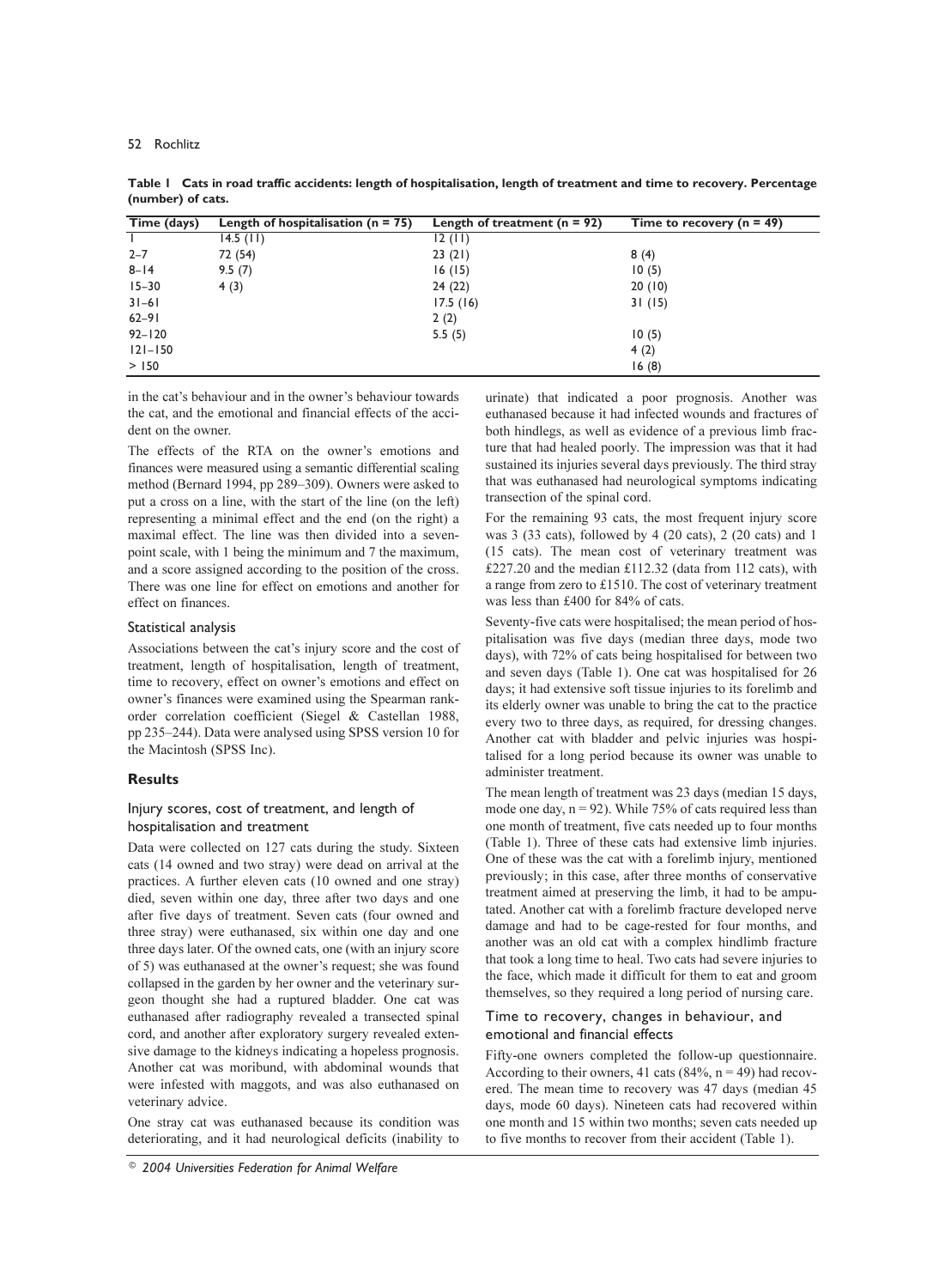**Table 1 Cats in road traffic accidents: length of hospitalisation, length of treatment and time to recovery. Percentage (number) of cats.**

| Time (days) | Length of hospitalisation (n = 75) | Length of treatment (n = 92) | Time to recovery (n = 49) |
|---|---|---|---|
| 1 | 14.5 (11) | 12 (11) | |
| 2–7 | 72 (54) | 23 (21) | 8 (4) |
| 8–14 | 9.5 (7) | 16 (15) | 10 (5) |
| 15–30 | 4 (3) | 24 (22) | 20 (10) |
| 31–61 | | 17.5 (16) | 31 (15) |
| 62–91 | | 2 (2) | |
| 92–120 | | 5.5 (5) | 10 (5) |
| 121–150 | | | 4 (2) |
| > 150 | | | 16 (8) |

in the cat's behaviour and in the owner's behaviour towards the cat, and the emotional and financial effects of the accident on the owner.

The effects of the RTA on the owner's emotions and finances were measured using a semantic differential scaling method (Bernard 1994, pp 289–309). Owners were asked to put a cross on a line, with the start of the line (on the left) representing a minimal effect and the end (on the right) a maximal effect. The line was then divided into a seven-point scale, with 1 being the minimum and 7 the maximum, and a score assigned according to the position of the cross. There was one line for effect on emotions and another for effect on finances.

### Statistical analysis

Associations between the cat's injury score and the cost of treatment, length of hospitalisation, length of treatment, time to recovery, effect on owner's emotions and effect on owner's finances were examined using the Spearman rank-order correlation coefficient (Siegel & Castellan 1988, pp 235–244). Data were analysed using SPSS version 10 for the Macintosh (SPSS Inc).

## Results

### Injury scores, cost of treatment, and length of hospitalisation and treatment

Data were collected on 127 cats during the study. Sixteen cats (14 owned and two stray) were dead on arrival at the practices. A further eleven cats (10 owned and one stray) died, seven within one day, three after two days and one after five days of treatment. Seven cats (four owned and three stray) were euthanased, six within one day and one three days later. Of the owned cats, one (with an injury score of 5) was euthanased at the owner's request; she was found collapsed in the garden by her owner and the veterinary surgeon thought she had a ruptured bladder. One cat was euthanased after radiography revealed a transected spinal cord, and another after exploratory surgery revealed extensive damage to the kidneys indicating a hopeless prognosis. Another cat was moribund, with abdominal wounds that were infested with maggots, and was also euthanased on veterinary advice.

One stray cat was euthanased because its condition was deteriorating, and it had neurological deficits (inability to urinate) that indicated a poor prognosis. Another was euthanased because it had infected wounds and fractures of both hindlegs, as well as evidence of a previous limb fracture that had healed poorly. The impression was that it had sustained its injuries several days previously. The third stray that was euthanased had neurological symptoms indicating transection of the spinal cord.

For the remaining 93 cats, the most frequent injury score was 3 (33 cats), followed by 4 (20 cats), 2 (20 cats) and 1 (15 cats). The mean cost of veterinary treatment was £227.20 and the median £112.32 (data from 112 cats), with a range from zero to £1510. The cost of veterinary treatment was less than £400 for 84% of cats.

Seventy-five cats were hospitalised; the mean period of hospitalisation was five days (median three days, mode two days), with 72% of cats being hospitalised for between two and seven days (Table 1). One cat was hospitalised for 26 days; it had extensive soft tissue injuries to its forelimb and its elderly owner was unable to bring the cat to the practice every two to three days, as required, for dressing changes. Another cat with bladder and pelvic injuries was hospitalised for a long period because its owner was unable to administer treatment.

The mean length of treatment was 23 days (median 15 days, mode one day, n = 92). While 75% of cats required less than one month of treatment, five cats needed up to four months (Table 1). Three of these cats had extensive limb injuries. One of these was the cat with a forelimb injury, mentioned previously; in this case, after three months of conservative treatment aimed at preserving the limb, it had to be amputated. Another cat with a forelimb fracture developed nerve damage and had to be cage-rested for four months, and another was an old cat with a complex hindlimb fracture that took a long time to heal. Two cats had severe injuries to the face, which made it difficult for them to eat and groom themselves, so they required a long period of nursing care.

### Time to recovery, changes in behaviour, and emotional and financial effects

Fifty-one owners completed the follow-up questionnaire. According to their owners, 41 cats (84%, n = 49) had recovered. The mean time to recovery was 47 days (median 45 days, mode 60 days). Nineteen cats had recovered within one month and 15 within two months; seven cats needed up to five months to recover from their accident (Table 1).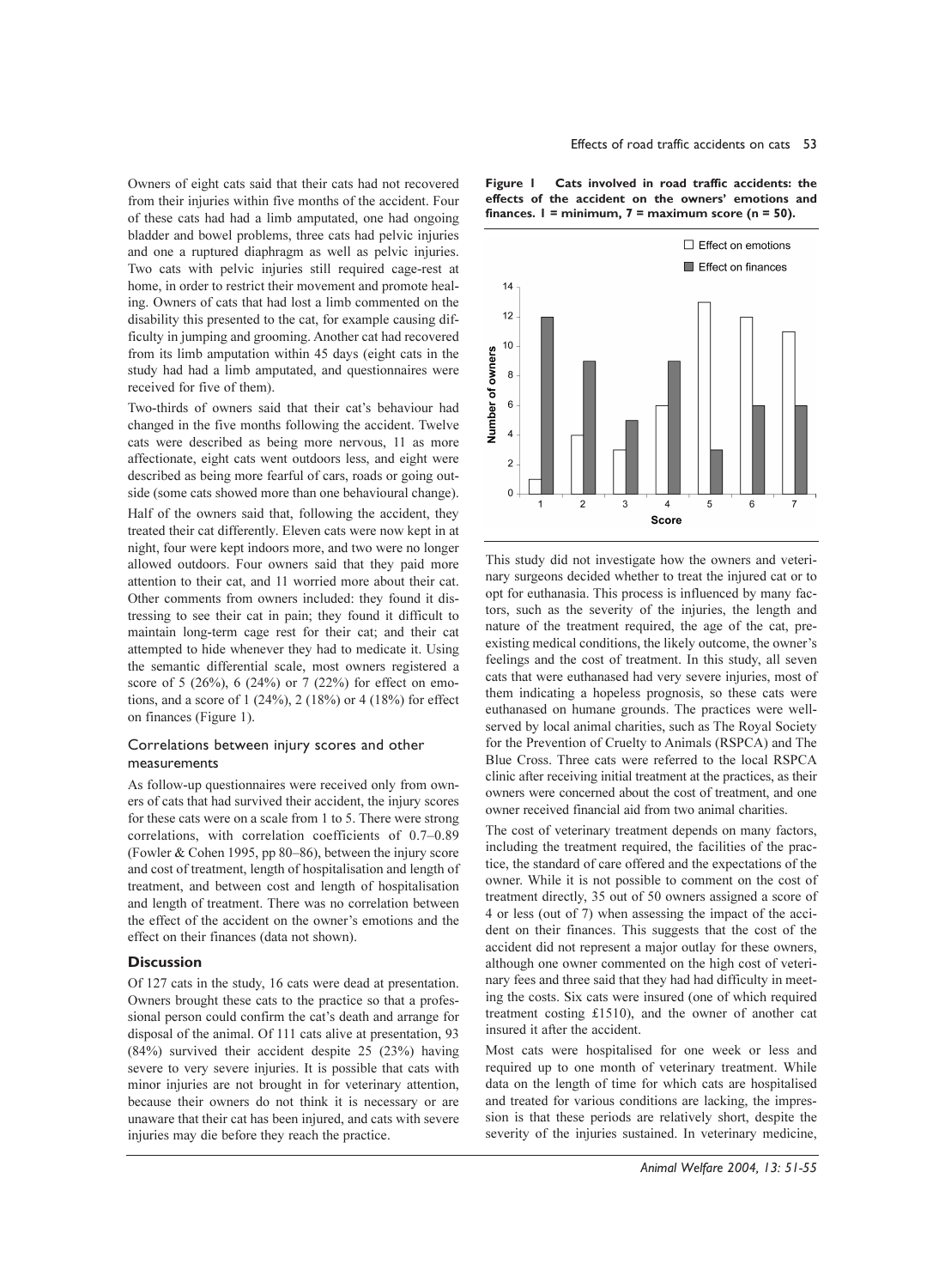Owners of eight cats said that their cats had not recovered from their injuries within five months of the accident. Four of these cats had had a limb amputated, one had ongoing bladder and bowel problems, three cats had pelvic injuries and one a ruptured diaphragm as well as pelvic injuries. Two cats with pelvic injuries still required cage-rest at home, in order to restrict their movement and promote healing. Owners of cats that had lost a limb commented on the disability this presented to the cat, for example causing difficulty in jumping and grooming. Another cat had recovered from its limb amputation within 45 days (eight cats in the study had had a limb amputated, and questionnaires were received for five of them).

Two-thirds of owners said that their cat's behaviour had changed in the five months following the accident. Twelve cats were described as being more nervous, 11 as more affectionate, eight cats went outdoors less, and eight were described as being more fearful of cars, roads or going outside (some cats showed more than one behavioural change).

Half of the owners said that, following the accident, they treated their cat differently. Eleven cats were now kept in at night, four were kept indoors more, and two were no longer allowed outdoors. Four owners said that they paid more attention to their cat, and 11 worried more about their cat. Other comments from owners included: they found it distressing to see their cat in pain; they found it difficult to maintain long-term cage rest for their cat; and their cat attempted to hide whenever they had to medicate it. Using the semantic differential scale, most owners registered a score of 5 (26%), 6 (24%) or 7 (22%) for effect on emotions, and a score of 1 (24%), 2 (18%) or 4 (18%) for effect on finances (Figure 1).

**Figure 1 Cats involved in road traffic accidents: the effects of the accident on the owners' emotions and finances. 1 = minimum, 7 = maximum score (n = 50).**

| Score | Effect on emotions | Effect on finances |
|---|---|---|
| 1 | 1 | 12 |
| 2 | 4 | 9 |
| 3 | 3 | 5 |
| 4 | 6 | 9 |
| 5 | 13 | 3 |
| 6 | 12 | 6 |
| 7 | 11 | 6 |

### Correlations between injury scores and other measurements

As follow-up questionnaires were received only from owners of cats that had survived their accident, the injury scores for these cats were on a scale from 1 to 5. There were strong correlations, with correlation coefficients of 0.7–0.89 (Fowler & Cohen 1995, pp 80–86), between the injury score and cost of treatment, length of hospitalisation and length of treatment, and between cost and length of hospitalisation and length of treatment. There was no correlation between the effect of the accident on the owner's emotions and the effect on their finances (data not shown).

## Discussion

Of 127 cats in the study, 16 cats were dead at presentation. Owners brought these cats to the practice so that a professional person could confirm the cat's death and arrange for disposal of the animal. Of 111 cats alive at presentation, 93 (84%) survived their accident despite 25 (23%) having severe to very severe injuries. It is possible that cats with minor injuries are not brought in for veterinary attention, because their owners do not think it is necessary or are unaware that their cat has been injured, and cats with severe injuries may die before they reach the practice.

This study did not investigate how the owners and veterinary surgeons decided whether to treat the injured cat or to opt for euthanasia. This process is influenced by many factors, such as the severity of the injuries, the length and nature of the treatment required, the age of the cat, pre-existing medical conditions, the likely outcome, the owner's feelings and the cost of treatment. In this study, all seven cats that were euthanased had very severe injuries, most of them indicating a hopeless prognosis, so these cats were euthanased on humane grounds. The practices were well-served by local animal charities, such as The Royal Society for the Prevention of Cruelty to Animals (RSPCA) and The Blue Cross. Three cats were referred to the local RSPCA clinic after receiving initial treatment at the practices, as their owners were concerned about the cost of treatment, and one owner received financial aid from two animal charities.

The cost of veterinary treatment depends on many factors, including the treatment required, the facilities of the practice, the standard of care offered and the expectations of the owner. While it is not possible to comment on the cost of treatment directly, 35 out of 50 owners assigned a score of 4 or less (out of 7) when assessing the impact of the accident on their finances. This suggests that the cost of the accident did not represent a major outlay for these owners, although one owner commented on the high cost of veterinary fees and three said that they had had difficulty in meeting the costs. Six cats were insured (one of which required treatment costing £1510), and the owner of another cat insured it after the accident.

Most cats were hospitalised for one week or less and required up to one month of veterinary treatment. While data on the length of time for which cats are hospitalised and treated for various conditions are lacking, the impression is that these periods are relatively short, despite the severity of the injuries sustained. In veterinary medicine,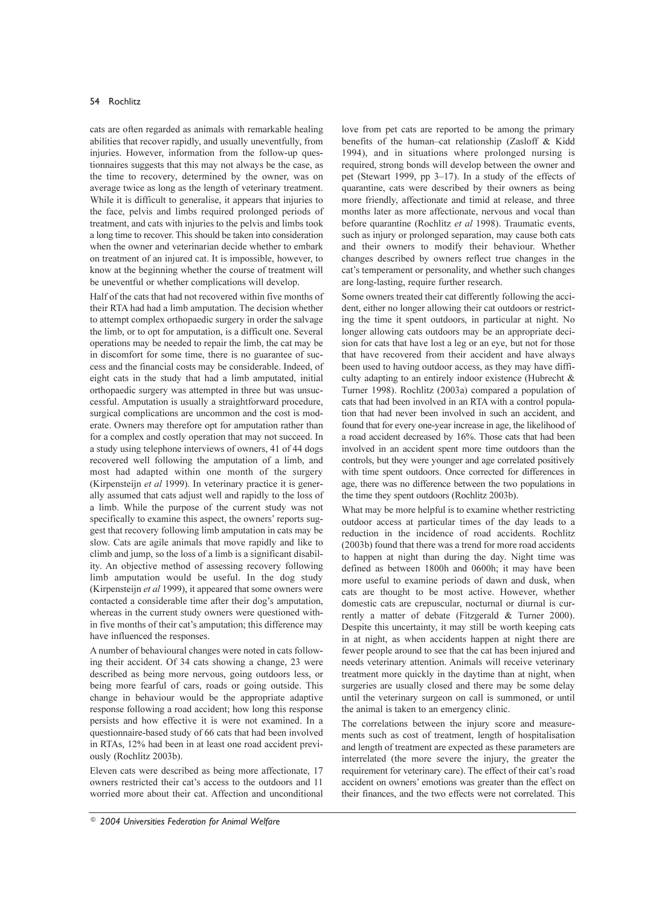cats are often regarded as animals with remarkable healing abilities that recover rapidly, and usually uneventfully, from injuries. However, information from the follow-up questionnaires suggests that this may not always be the case, as the time to recovery, determined by the owner, was on average twice as long as the length of veterinary treatment. While it is difficult to generalise, it appears that injuries to the face, pelvis and limbs required prolonged periods of treatment, and cats with injuries to the pelvis and limbs took a long time to recover. This should be taken into consideration when the owner and veterinarian decide whether to embark on treatment of an injured cat. It is impossible, however, to know at the beginning whether the course of treatment will be uneventful or whether complications will develop.

Half of the cats that had not recovered within five months of their RTA had had a limb amputation. The decision whether to attempt complex orthopaedic surgery in order the salvage the limb, or to opt for amputation, is a difficult one. Several operations may be needed to repair the limb, the cat may be in discomfort for some time, there is no guarantee of success and the financial costs may be considerable. Indeed, of eight cats in the study that had a limb amputated, initial orthopaedic surgery was attempted in three but was unsuccessful. Amputation is usually a straightforward procedure, surgical complications are uncommon and the cost is moderate. Owners may therefore opt for amputation rather than for a complex and costly operation that may not succeed. In a study using telephone interviews of owners, 41 of 44 dogs recovered well following the amputation of a limb, and most had adapted within one month of the surgery (Kirpensteijn *et al* 1999). In veterinary practice it is generally assumed that cats adjust well and rapidly to the loss of a limb. While the purpose of the current study was not specifically to examine this aspect, the owners' reports suggest that recovery following limb amputation in cats may be slow. Cats are agile animals that move rapidly and like to climb and jump, so the loss of a limb is a significant disability. An objective method of assessing recovery following limb amputation would be useful. In the dog study (Kirpensteijn *et al* 1999), it appeared that some owners were contacted a considerable time after their dog's amputation, whereas in the current study owners were questioned within five months of their cat's amputation; this difference may have influenced the responses.

A number of behavioural changes were noted in cats following their accident. Of 34 cats showing a change, 23 were described as being more nervous, going outdoors less, or being more fearful of cars, roads or going outside. This change in behaviour would be the appropriate adaptive response following a road accident; how long this response persists and how effective it is were not examined. In a questionnaire-based study of 66 cats that had been involved in RTAs, 12% had been in at least one road accident previously (Rochlitz 2003b).

Eleven cats were described as being more affectionate, 17 owners restricted their cat's access to the outdoors and 11 worried more about their cat. Affection and unconditional love from pet cats are reported to be among the primary benefits of the human–cat relationship (Zasloff & Kidd 1994), and in situations where prolonged nursing is required, strong bonds will develop between the owner and pet (Stewart 1999, pp 3–17). In a study of the effects of quarantine, cats were described by their owners as being more friendly, affectionate and timid at release, and three months later as more affectionate, nervous and vocal than before quarantine (Rochlitz *et al* 1998). Traumatic events, such as injury or prolonged separation, may cause both cats and their owners to modify their behaviour. Whether changes described by owners reflect true changes in the cat's temperament or personality, and whether such changes are long-lasting, require further research.

Some owners treated their cat differently following the accident, either no longer allowing their cat outdoors or restricting the time it spent outdoors, in particular at night. No longer allowing cats outdoors may be an appropriate decision for cats that have lost a leg or an eye, but not for those that have recovered from their accident and have always been used to having outdoor access, as they may have difficulty adapting to an entirely indoor existence (Hubrecht & Turner 1998). Rochlitz (2003a) compared a population of cats that had been involved in an RTA with a control population that had never been involved in such an accident, and found that for every one-year increase in age, the likelihood of a road accident decreased by 16%. Those cats that had been involved in an accident spent more time outdoors than the controls, but they were younger and age correlated positively with time spent outdoors. Once corrected for differences in age, there was no difference between the two populations in the time they spent outdoors (Rochlitz 2003b).

What may be more helpful is to examine whether restricting outdoor access at particular times of the day leads to a reduction in the incidence of road accidents. Rochlitz (2003b) found that there was a trend for more road accidents to happen at night than during the day. Night time was defined as between 1800h and 0600h; it may have been more useful to examine periods of dawn and dusk, when cats are thought to be most active. However, whether domestic cats are crepuscular, nocturnal or diurnal is currently a matter of debate (Fitzgerald & Turner 2000). Despite this uncertainty, it may still be worth keeping cats in at night, as when accidents happen at night there are fewer people around to see that the cat has been injured and needs veterinary attention. Animals will receive veterinary treatment more quickly in the daytime than at night, when surgeries are usually closed and there may be some delay until the veterinary surgeon on call is summoned, or until the animal is taken to an emergency clinic.

The correlations between the injury score and measurements such as cost of treatment, length of hospitalisation and length of treatment are expected as these parameters are interrelated (the more severe the injury, the greater the requirement for veterinary care). The effect of their cat's road accident on owners' emotions was greater than the effect on their finances, and the two effects were not correlated. This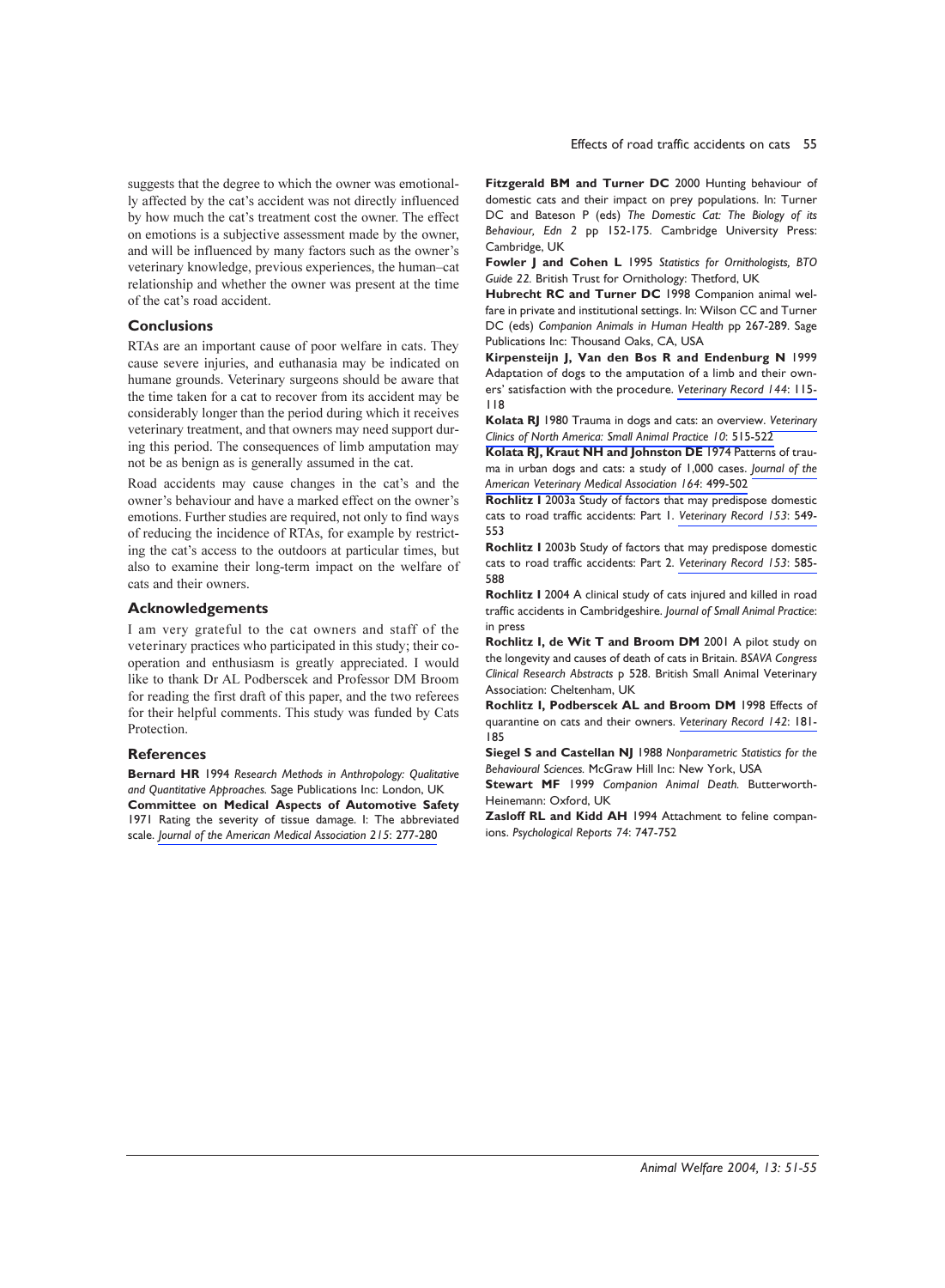suggests that the degree to which the owner was emotionally affected by the cat's accident was not directly influenced by how much the cat's treatment cost the owner. The effect on emotions is a subjective assessment made by the owner, and will be influenced by many factors such as the owner's veterinary knowledge, previous experiences, the human–cat relationship and whether the owner was present at the time of the cat's road accident.

## Conclusions

RTAs are an important cause of poor welfare in cats. They cause severe injuries, and euthanasia may be indicated on humane grounds. Veterinary surgeons should be aware that the time taken for a cat to recover from its accident may be considerably longer than the period during which it receives veterinary treatment, and that owners may need support during this period. The consequences of limb amputation may not be as benign as is generally assumed in the cat.

Road accidents may cause changes in the cat's and the owner's behaviour and have a marked effect on the owner's emotions. Further studies are required, not only to find ways of reducing the incidence of RTAs, for example by restricting the cat's access to the outdoors at particular times, but also to examine their long-term impact on the welfare of cats and their owners.

## Acknowledgements

I am very grateful to the cat owners and staff of the veterinary practices who participated in this study; their co-operation and enthusiasm is greatly appreciated. I would like to thank Dr AL Podberscek and Professor DM Broom for reading the first draft of this paper, and the two referees for their helpful comments. This study was funded by Cats Protection.

## References

**Bernard HR** 1994 *Research Methods in Anthropology: Qualitative and Quantitative Approaches.* Sage Publications Inc: London, UK

**Committee on Medical Aspects of Automotive Safety** 1971 Rating the severity of tissue damage. I: The abbreviated scale. *Journal of the American Medical Association 215*: 277-280

**Fitzgerald BM and Turner DC** 2000 Hunting behaviour of domestic cats and their impact on prey populations. In: Turner DC and Bateson P (eds) *The Domestic Cat: The Biology of its Behaviour, Edn 2* pp 152-175. Cambridge University Press: Cambridge, UK

**Fowler J and Cohen L** 1995 *Statistics for Ornithologists, BTO Guide 22.* British Trust for Ornithology: Thetford, UK

**Hubrecht RC and Turner DC** 1998 Companion animal welfare in private and institutional settings. In: Wilson CC and Turner DC (eds) *Companion Animals in Human Health* pp 267-289. Sage Publications Inc: Thousand Oaks, CA, USA

**Kirpensteijn J, Van den Bos R and Endenburg N** 1999 Adaptation of dogs to the amputation of a limb and their owners' satisfaction with the procedure. *Veterinary Record 144*: 115-118

**Kolata RJ** 1980 Trauma in dogs and cats: an overview. *Veterinary Clinics of North America: Small Animal Practice 10*: 515-522

**Kolata RJ, Kraut NH and Johnston DE** 1974 Patterns of trauma in urban dogs and cats: a study of 1,000 cases. *Journal of the American Veterinary Medical Association 164*: 499-502

**Rochlitz I** 2003a Study of factors that may predispose domestic cats to road traffic accidents: Part 1. *Veterinary Record 153*: 549-553

**Rochlitz I** 2003b Study of factors that may predispose domestic cats to road traffic accidents: Part 2. *Veterinary Record 153*: 585-588

**Rochlitz I** 2004 A clinical study of cats injured and killed in road traffic accidents in Cambridgeshire. *Journal of Small Animal Practice*: in press

**Rochlitz I, de Wit T and Broom DM** 2001 A pilot study on the longevity and causes of death of cats in Britain. *BSAVA Congress Clinical Research Abstracts* p 528. British Small Animal Veterinary Association: Cheltenham, UK

**Rochlitz I, Podberscek AL and Broom DM** 1998 Effects of quarantine on cats and their owners. *Veterinary Record 142*: 181-185

**Siegel S and Castellan NJ** 1988 *Nonparametric Statistics for the Behavioural Sciences.* McGraw Hill Inc: New York, USA

**Stewart MF** 1999 *Companion Animal Death.* Butterworth-Heinemann: Oxford, UK

**Zasloff RL and Kidd AH** 1994 Attachment to feline companions. *Psychological Reports 74*: 747-752